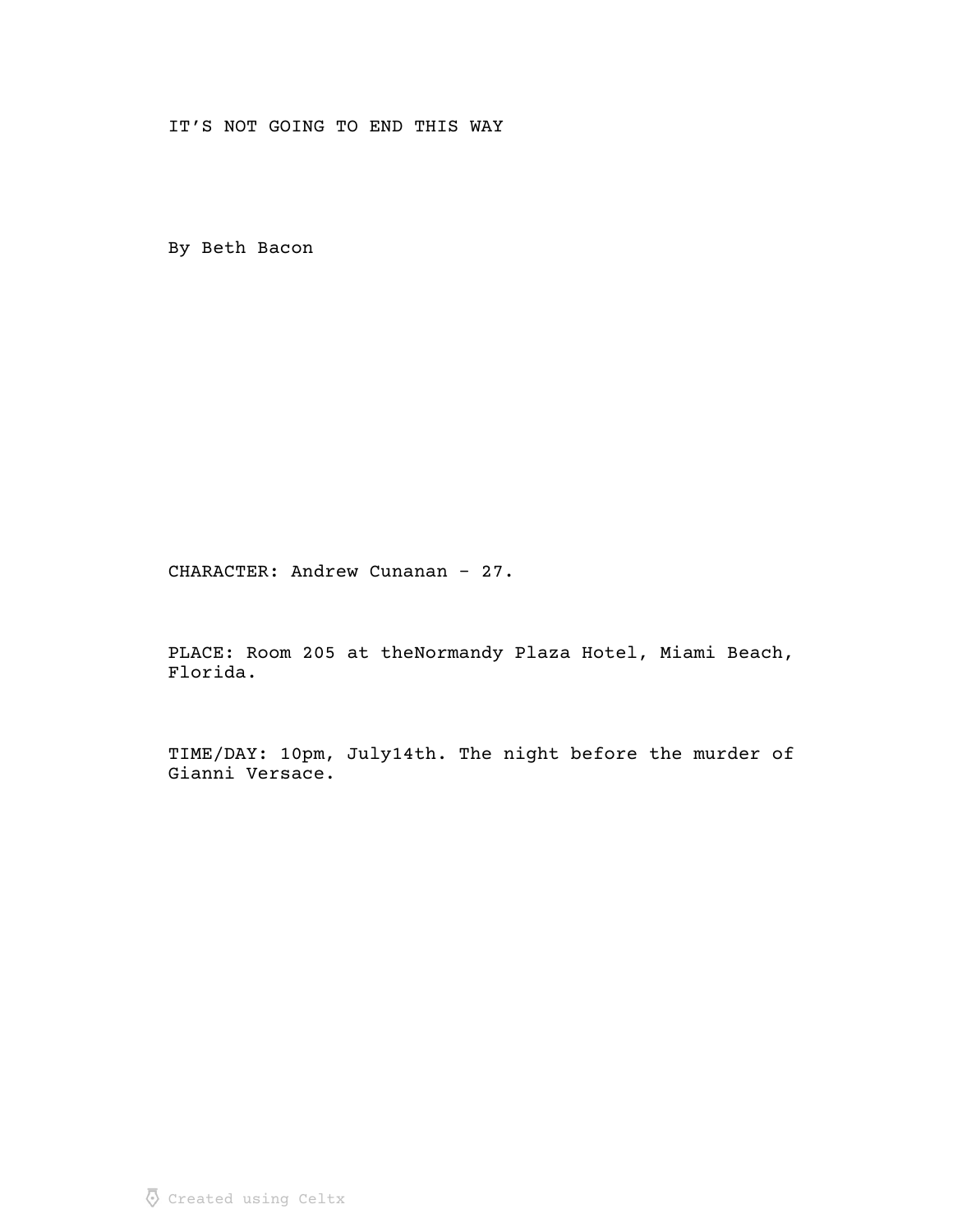# IT'S NOT GOING TO END THIS WAY

By Beth Bacon

CHARACTER: Andrew Cunanan - 27.

PLACE: Room 205 at theNormandy Plaza Hotel, Miami Beach, Florida.

TIME/DAY: 10pm, July14th. The night before the murder of Gianni Versace.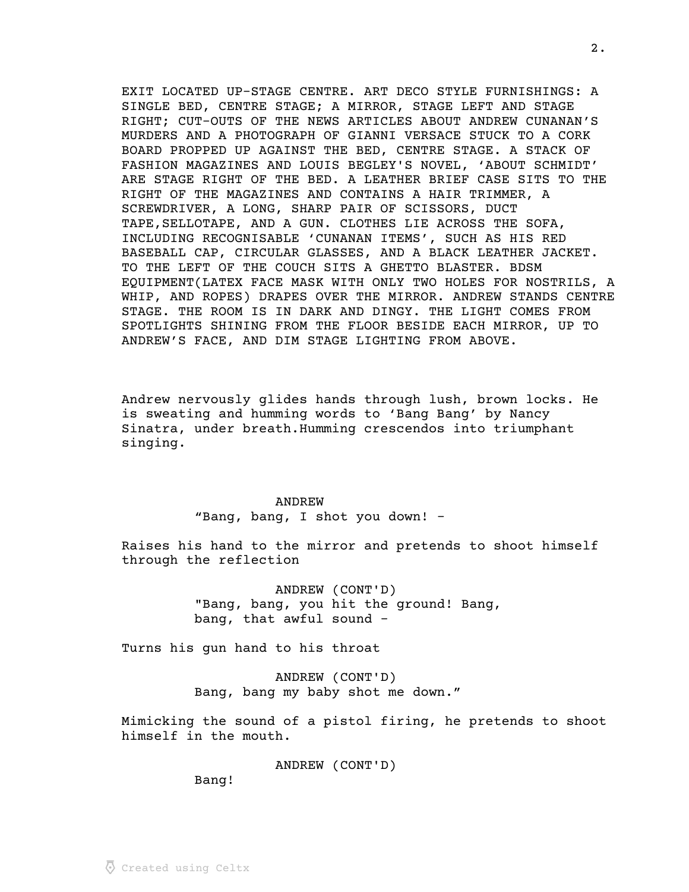EXIT LOCATED UP-STAGE CENTRE. ART DECO STYLE FURNISHINGS: A SINGLE BED, CENTRE STAGE; A MIRROR, STAGE LEFT AND STAGE RIGHT; CUT-OUTS OF THE NEWS ARTICLES ABOUT ANDREW CUNANAN'S MURDERS AND A PHOTOGRAPH OF GIANNI VERSACE STUCK TO A CORK BOARD PROPPED UP AGAINST THE BED, CENTRE STAGE. A STACK OF FASHION MAGAZINES AND LOUIS BEGLEY'S NOVEL, 'ABOUT SCHMIDT' ARE STAGE RIGHT OF THE BED. A LEATHER BRIEF CASE SITS TO THE RIGHT OF THE MAGAZINES AND CONTAINS A HAIR TRIMMER, A SCREWDRIVER, A LONG, SHARP PAIR OF SCISSORS, DUCT TAPE,SELLOTAPE, AND A GUN. CLOTHES LIE ACROSS THE SOFA, INCLUDING RECOGNISABLE 'CUNANAN ITEMS', SUCH AS HIS RED BASEBALL CAP, CIRCULAR GLASSES, AND A BLACK LEATHER JACKET. TO THE LEFT OF THE COUCH SITS A GHETTO BLASTER. BDSM EQUIPMENT(LATEX FACE MASK WITH ONLY TWO HOLES FOR NOSTRILS, A WHIP, AND ROPES) DRAPES OVER THE MIRROR. ANDREW STANDS CENTRE STAGE. THE ROOM IS IN DARK AND DINGY. THE LIGHT COMES FROM SPOTLIGHTS SHINING FROM THE FLOOR BESIDE EACH MIRROR, UP TO ANDREW'S FACE, AND DIM STAGE LIGHTING FROM ABOVE.

Andrew nervously glides hands through lush, brown locks. He is sweating and humming words to 'Bang Bang' by Nancy Sinatra, under breath.Humming crescendos into triumphant singing.

ANDREW
"Bang, bang, I shot you down! -

Raises his hand to the mirror and pretends to shoot himself through the reflection

ANDREW (CONT'D)
"Bang, bang, you hit the ground! Bang, bang, that awful sound -

Turns his gun hand to his throat

ANDREW (CONT'D)
Bang, bang my baby shot me down."

Mimicking the sound of a pistol firing, he pretends to shoot himself in the mouth.

ANDREW (CONT'D)
Bang!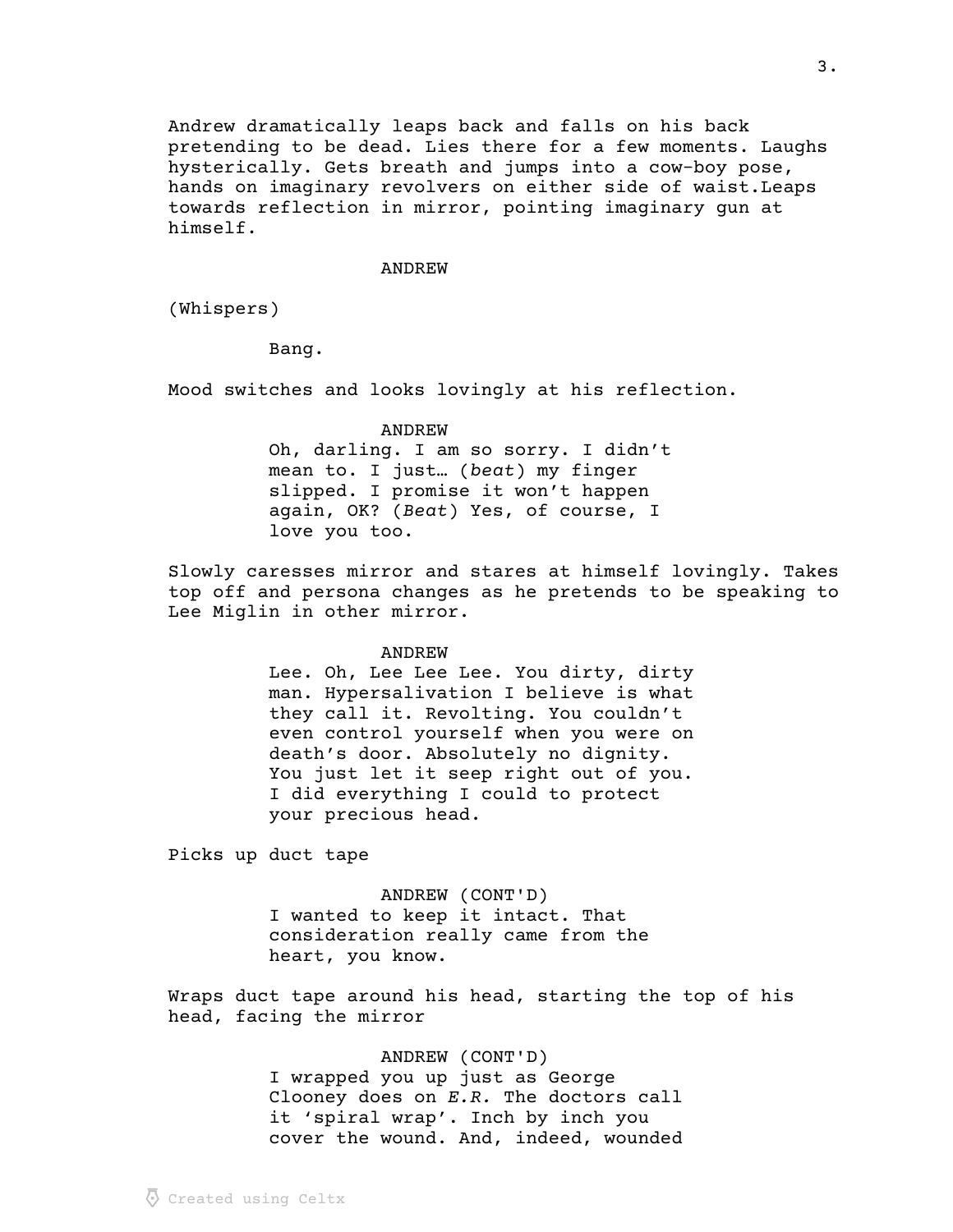Andrew dramatically leaps back and falls on his back pretending to be dead. Lies there for a few moments. Laughs hysterically. Gets breath and jumps into a cow-boy pose, hands on imaginary revolvers on either side of waist.Leaps towards reflection in mirror, pointing imaginary gun at himself.

ANDREW

(Whispers)

Bang.

Mood switches and looks lovingly at his reflection.

ANDREW

Oh, darling. I am so sorry. I didn't mean to. I just… (*beat*) my finger slipped. I promise it won't happen again, OK? (*Beat*) Yes, of course, I love you too.

Slowly caresses mirror and stares at himself lovingly. Takes top off and persona changes as he pretends to be speaking to Lee Miglin in other mirror.

ANDREW

Lee. Oh, Lee Lee Lee. You dirty, dirty man. Hypersalivation I believe is what they call it. Revolting. You couldn't even control yourself when you were on death's door. Absolutely no dignity. You just let it seep right out of you. I did everything I could to protect your precious head.

Picks up duct tape

ANDREW (CONT'D)

I wanted to keep it intact. That consideration really came from the heart, you know.

Wraps duct tape around his head, starting the top of his head, facing the mirror

ANDREW (CONT'D)

I wrapped you up just as George Clooney does on *E.R.* The doctors call it 'spiral wrap'. Inch by inch you cover the wound. And, indeed, wounded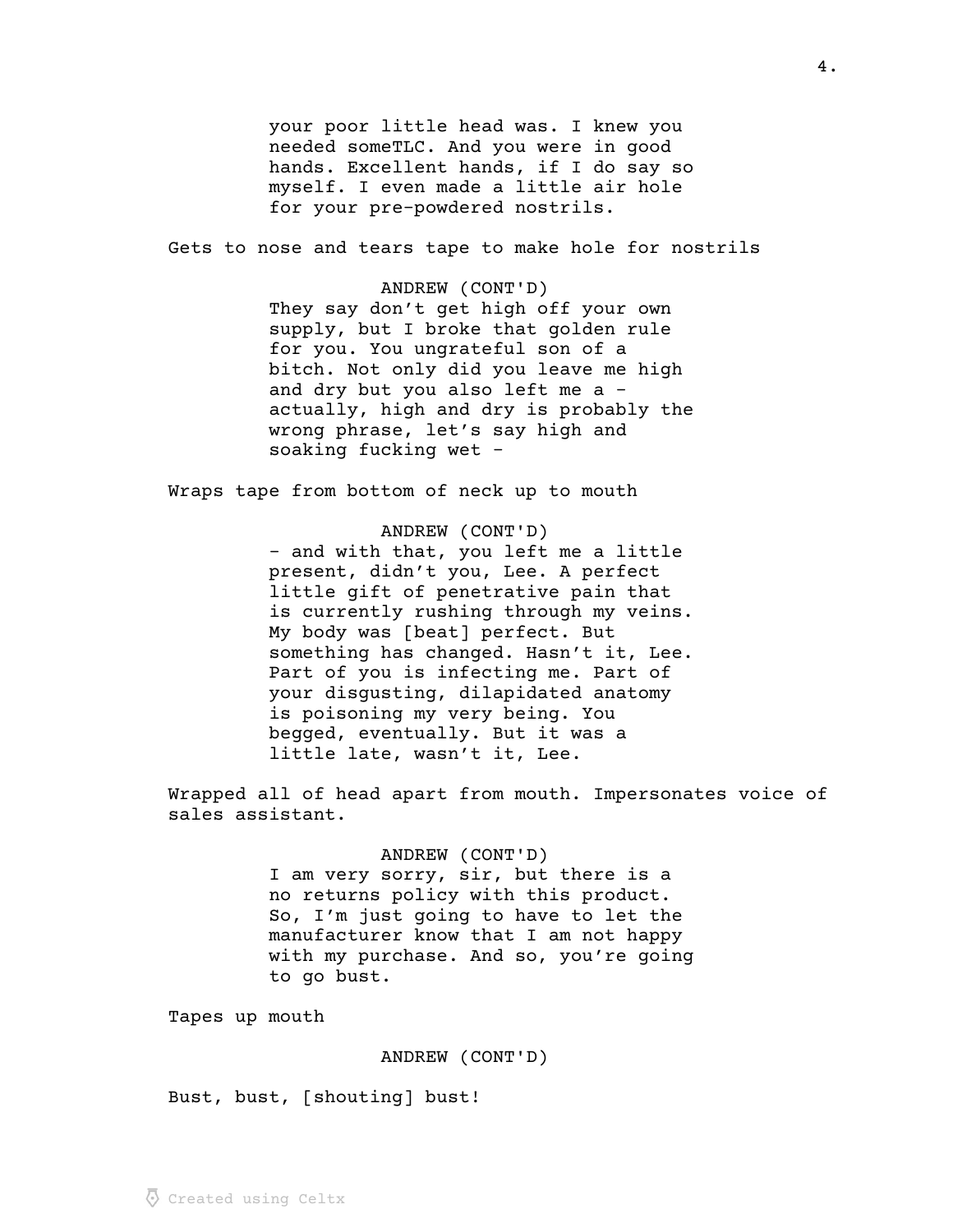your poor little head was. I knew you needed someTLC. And you were in good hands. Excellent hands, if I do say so myself. I even made a little air hole for your pre-powdered nostrils.

Gets to nose and tears tape to make hole for nostrils

ANDREW (CONT'D)

They say don't get high off your own supply, but I broke that golden rule for you. You ungrateful son of a bitch. Not only did you leave me high and dry but you also left me a - actually, high and dry is probably the wrong phrase, let's say high and soaking fucking wet -

Wraps tape from bottom of neck up to mouth

ANDREW (CONT'D)

- and with that, you left me a little present, didn't you, Lee. A perfect little gift of penetrative pain that is currently rushing through my veins. My body was [beat] perfect. But something has changed. Hasn't it, Lee. Part of you is infecting me. Part of your disgusting, dilapidated anatomy is poisoning my very being. You begged, eventually. But it was a little late, wasn't it, Lee.

Wrapped all of head apart from mouth. Impersonates voice of sales assistant.

ANDREW (CONT'D)

I am very sorry, sir, but there is a no returns policy with this product. So, I'm just going to have to let the manufacturer know that I am not happy with my purchase. And so, you're going to go bust.

Tapes up mouth

ANDREW (CONT'D)

Bust, bust, [shouting] bust!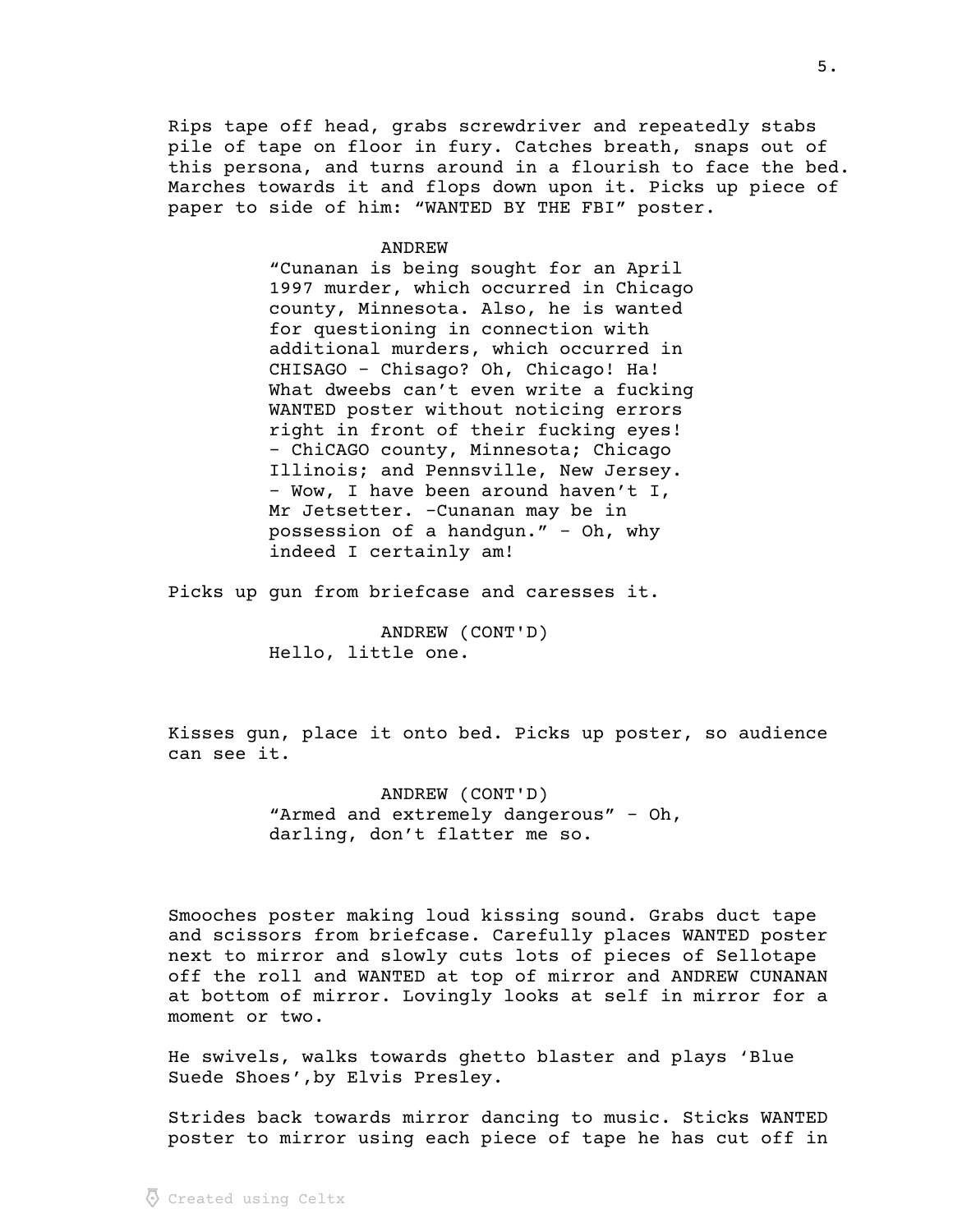Rips tape off head, grabs screwdriver and repeatedly stabs pile of tape on floor in fury. Catches breath, snaps out of this persona, and turns around in a flourish to face the bed. Marches towards it and flops down upon it. Picks up piece of paper to side of him: "WANTED BY THE FBI" poster.

ANDREW

"Cunanan is being sought for an April 1997 murder, which occurred in Chicago county, Minnesota. Also, he is wanted for questioning in connection with additional murders, which occurred in CHISAGO - Chisago? Oh, Chicago! Ha! What dweebs can't even write a fucking WANTED poster without noticing errors right in front of their fucking eyes! - ChiCAGO county, Minnesota; Chicago Illinois; and Pennsville, New Jersey. - Wow, I have been around haven't I, Mr Jetsetter. -Cunanan may be in possession of a handgun." - Oh, why indeed I certainly am!

Picks up gun from briefcase and caresses it.

ANDREW (CONT'D)

Hello, little one.

Kisses gun, place it onto bed. Picks up poster, so audience can see it.

ANDREW (CONT'D)

"Armed and extremely dangerous" - Oh, darling, don't flatter me so.

Smooches poster making loud kissing sound. Grabs duct tape and scissors from briefcase. Carefully places WANTED poster next to mirror and slowly cuts lots of pieces of Sellotape off the roll and WANTED at top of mirror and ANDREW CUNANAN at bottom of mirror. Lovingly looks at self in mirror for a moment or two.

He swivels, walks towards ghetto blaster and plays 'Blue Suede Shoes',by Elvis Presley.

Strides back towards mirror dancing to music. Sticks WANTED poster to mirror using each piece of tape he has cut off in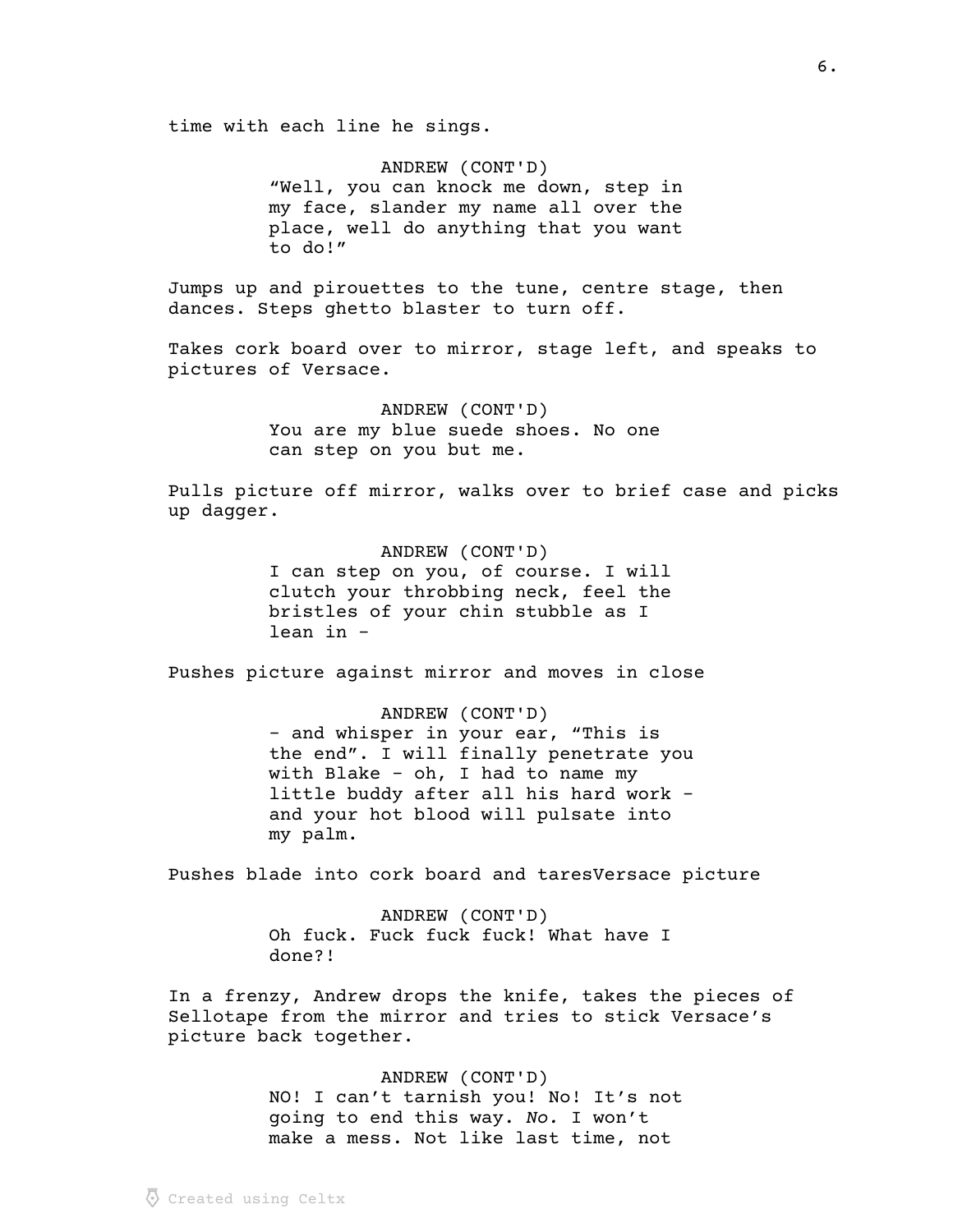time with each line he sings.

ANDREW (CONT'D)
"Well, you can knock me down, step in my face, slander my name all over the place, well do anything that you want to do!"

Jumps up and pirouettes to the tune, centre stage, then dances. Steps ghetto blaster to turn off.

Takes cork board over to mirror, stage left, and speaks to pictures of Versace.

ANDREW (CONT'D)
You are my blue suede shoes. No one can step on you but me.

Pulls picture off mirror, walks over to brief case and picks up dagger.

ANDREW (CONT'D)
I can step on you, of course. I will clutch your throbbing neck, feel the bristles of your chin stubble as I lean in -

Pushes picture against mirror and moves in close

ANDREW (CONT'D)
- and whisper in your ear, "This is the end". I will finally penetrate you with Blake - oh, I had to name my little buddy after all his hard work - and your hot blood will pulsate into my palm.

Pushes blade into cork board and taresVersace picture

ANDREW (CONT'D)
Oh fuck. Fuck fuck fuck! What have I done?!

In a frenzy, Andrew drops the knife, takes the pieces of Sellotape from the mirror and tries to stick Versace's picture back together.

ANDREW (CONT'D)
NO! I can't tarnish you! No! It's not going to end this way. *No.* I won't make a mess. Not like last time, not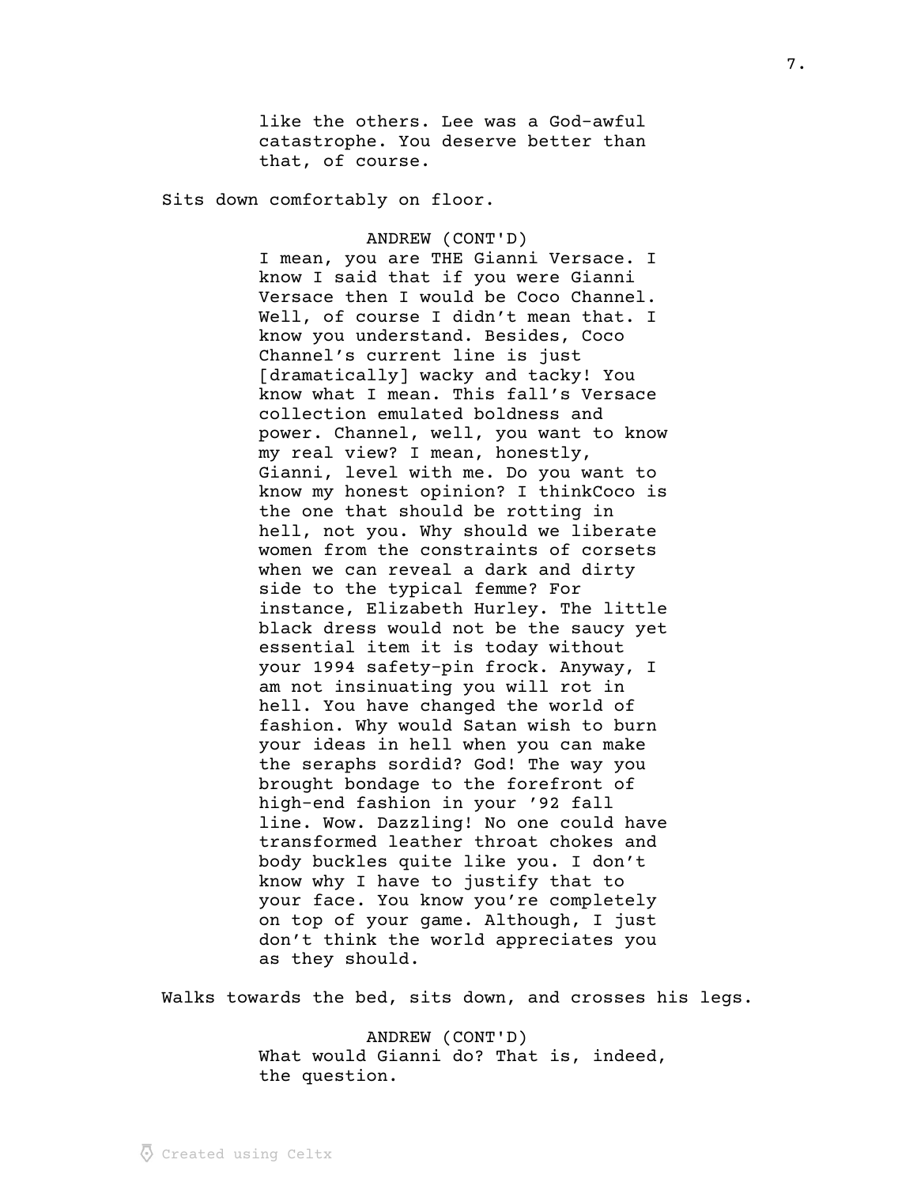like the others. Lee was a God-awful catastrophe. You deserve better than that, of course.

Sits down comfortably on floor.

ANDREW (CONT'D)
I mean, you are THE Gianni Versace. I know I said that if you were Gianni Versace then I would be Coco Channel. Well, of course I didn't mean that. I know you understand. Besides, Coco Channel's current line is just [dramatically] wacky and tacky! You know what I mean. This fall's Versace collection emulated boldness and power. Channel, well, you want to know my real view? I mean, honestly, Gianni, level with me. Do you want to know my honest opinion? I thinkCoco is the one that should be rotting in hell, not you. Why should we liberate women from the constraints of corsets when we can reveal a dark and dirty side to the typical femme? For instance, Elizabeth Hurley. The little black dress would not be the saucy yet essential item it is today without your 1994 safety-pin frock. Anyway, I am not insinuating you will rot in hell. You have changed the world of fashion. Why would Satan wish to burn your ideas in hell when you can make the seraphs sordid? God! The way you brought bondage to the forefront of high-end fashion in your '92 fall line. Wow. Dazzling! No one could have transformed leather throat chokes and body buckles quite like you. I don't know why I have to justify that to your face. You know you're completely on top of your game. Although, I just don't think the world appreciates you as they should.

Walks towards the bed, sits down, and crosses his legs.

ANDREW (CONT'D)
What would Gianni do? That is, indeed, the question.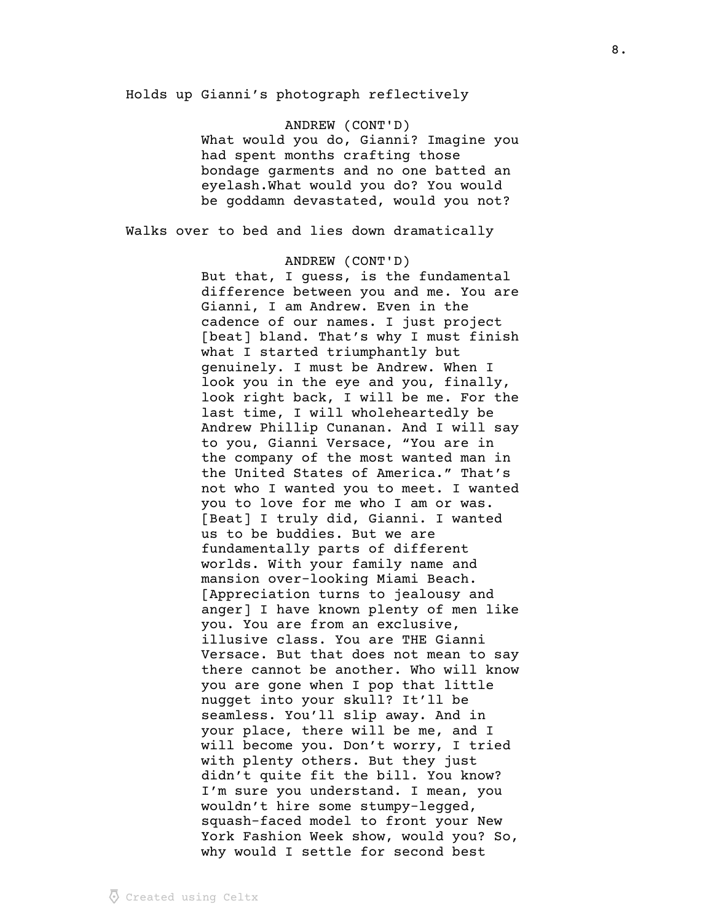Holds up Gianni's photograph reflectively

ANDREW (CONT'D)
What would you do, Gianni? Imagine you had spent months crafting those bondage garments and no one batted an eyelash.What would you do? You would be goddamn devastated, would you not?

Walks over to bed and lies down dramatically

ANDREW (CONT'D)
But that, I guess, is the fundamental difference between you and me. You are Gianni, I am Andrew. Even in the cadence of our names. I just project [beat] bland. That's why I must finish what I started triumphantly but genuinely. I must be Andrew. When I look you in the eye and you, finally, look right back, I will be me. For the last time, I will wholeheartedly be Andrew Phillip Cunanan. And I will say to you, Gianni Versace, "You are in the company of the most wanted man in the United States of America." That's not who I wanted you to meet. I wanted you to love for me who I am or was. [Beat] I truly did, Gianni. I wanted us to be buddies. But we are fundamentally parts of different worlds. With your family name and mansion over-looking Miami Beach. [Appreciation turns to jealousy and anger] I have known plenty of men like you. You are from an exclusive, illusive class. You are THE Gianni Versace. But that does not mean to say there cannot be another. Who will know you are gone when I pop that little nugget into your skull? It'll be seamless. You'll slip away. And in your place, there will be me, and I will become you. Don't worry, I tried with plenty others. But they just didn't quite fit the bill. You know? I'm sure you understand. I mean, you wouldn't hire some stumpy-legged, squash-faced model to front your New York Fashion Week show, would you? So, why would I settle for second best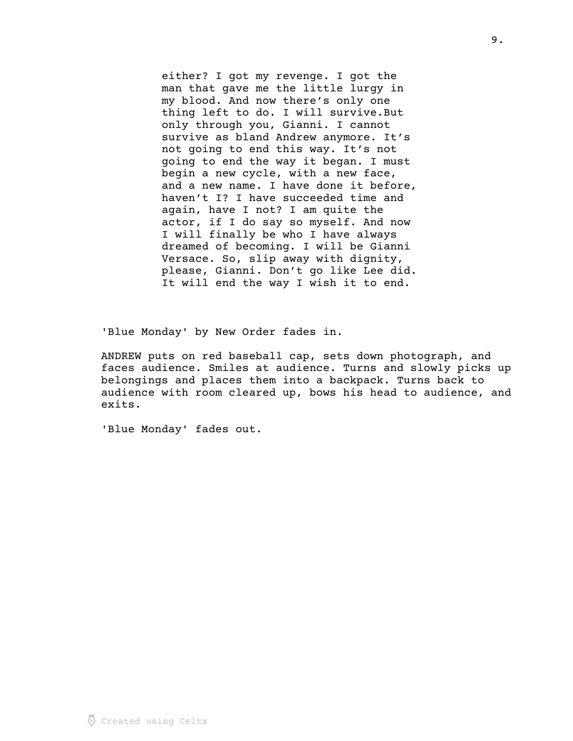either? I got my revenge. I got the man that gave me the little lurgy in my blood. And now there's only one thing left to do. I will survive.But only through you, Gianni. I cannot survive as bland Andrew anymore. It's not going to end this way. It's not going to end the way it began. I must begin a new cycle, with a new face, and a new name. I have done it before, haven't I? I have succeeded time and again, have I not? I am quite the actor, if I do say so myself. And now I will finally be who I have always dreamed of becoming. I will be Gianni Versace. So, slip away with dignity, please, Gianni. Don't go like Lee did. It will end the way I wish it to end.

'Blue Monday' by New Order fades in.

ANDREW puts on red baseball cap, sets down photograph, and faces audience. Smiles at audience. Turns and slowly picks up belongings and places them into a backpack. Turns back to audience with room cleared up, bows his head to audience, and exits.

'Blue Monday' fades out.